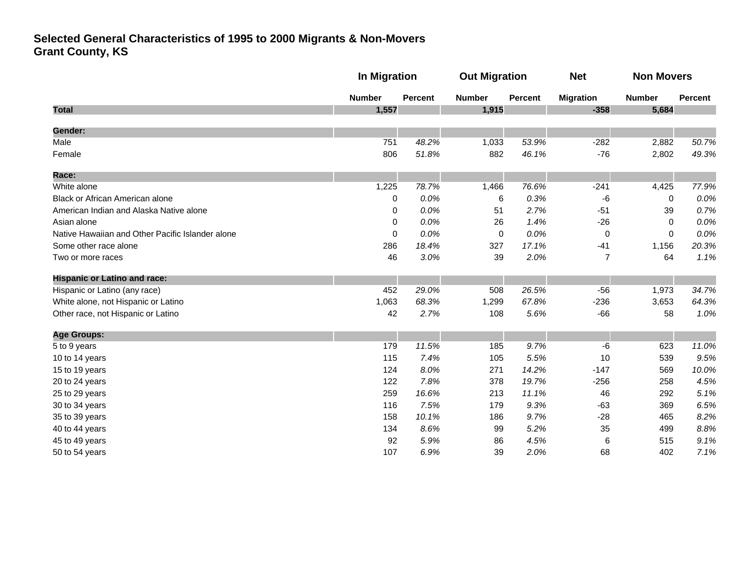# Selected General Characteristics of 1995 to 2000 Migrants & Non-Movers
## Grant County, KS

| | In Migration | | Out Migration | | Net | Non Movers | |
|---|---|---|---|---|---|---|---|
| | Number | Percent | Number | Percent | Migration | Number | Percent |
| **Total** | **1,557** | | **1,915** | | **-358** | **5,684** | |
| **Gender:** | | | | | | | |
| Male | 751 | *48.2%* | 1,033 | *53.9%* | -282 | 2,882 | *50.7%* |
| Female | 806 | *51.8%* | 882 | *46.1%* | -76 | 2,802 | *49.3%* |
| **Race:** | | | | | | | |
| White alone | 1,225 | *78.7%* | 1,466 | *76.6%* | -241 | 4,425 | *77.9%* |
| Black or African American alone | 0 | *0.0%* | 6 | *0.3%* | -6 | 0 | *0.0%* |
| American Indian and Alaska Native alone | 0 | *0.0%* | 51 | *2.7%* | -51 | 39 | *0.7%* |
| Asian alone | 0 | *0.0%* | 26 | *1.4%* | -26 | 0 | *0.0%* |
| Native Hawaiian and Other Pacific Islander alone | 0 | *0.0%* | 0 | *0.0%* | 0 | 0 | *0.0%* |
| Some other race alone | 286 | *18.4%* | 327 | *17.1%* | -41 | 1,156 | *20.3%* |
| Two or more races | 46 | *3.0%* | 39 | *2.0%* | 7 | 64 | *1.1%* |
| **Hispanic or Latino and race:** | | | | | | | |
| Hispanic or Latino (any race) | 452 | *29.0%* | 508 | *26.5%* | -56 | 1,973 | *34.7%* |
| White alone, not Hispanic or Latino | 1,063 | *68.3%* | 1,299 | *67.8%* | -236 | 3,653 | *64.3%* |
| Other race, not Hispanic or Latino | 42 | *2.7%* | 108 | *5.6%* | -66 | 58 | *1.0%* |
| **Age Groups:** | | | | | | | |
| 5 to 9 years | 179 | *11.5%* | 185 | *9.7%* | -6 | 623 | *11.0%* |
| 10 to 14 years | 115 | *7.4%* | 105 | *5.5%* | 10 | 539 | *9.5%* |
| 15 to 19 years | 124 | *8.0%* | 271 | *14.2%* | -147 | 569 | *10.0%* |
| 20 to 24 years | 122 | *7.8%* | 378 | *19.7%* | -256 | 258 | *4.5%* |
| 25 to 29 years | 259 | *16.6%* | 213 | *11.1%* | 46 | 292 | *5.1%* |
| 30 to 34 years | 116 | *7.5%* | 179 | *9.3%* | -63 | 369 | *6.5%* |
| 35 to 39 years | 158 | *10.1%* | 186 | *9.7%* | -28 | 465 | *8.2%* |
| 40 to 44 years | 134 | *8.6%* | 99 | *5.2%* | 35 | 499 | *8.8%* |
| 45 to 49 years | 92 | *5.9%* | 86 | *4.5%* | 6 | 515 | *9.1%* |
| 50 to 54 years | 107 | *6.9%* | 39 | *2.0%* | 68 | 402 | *7.1%* |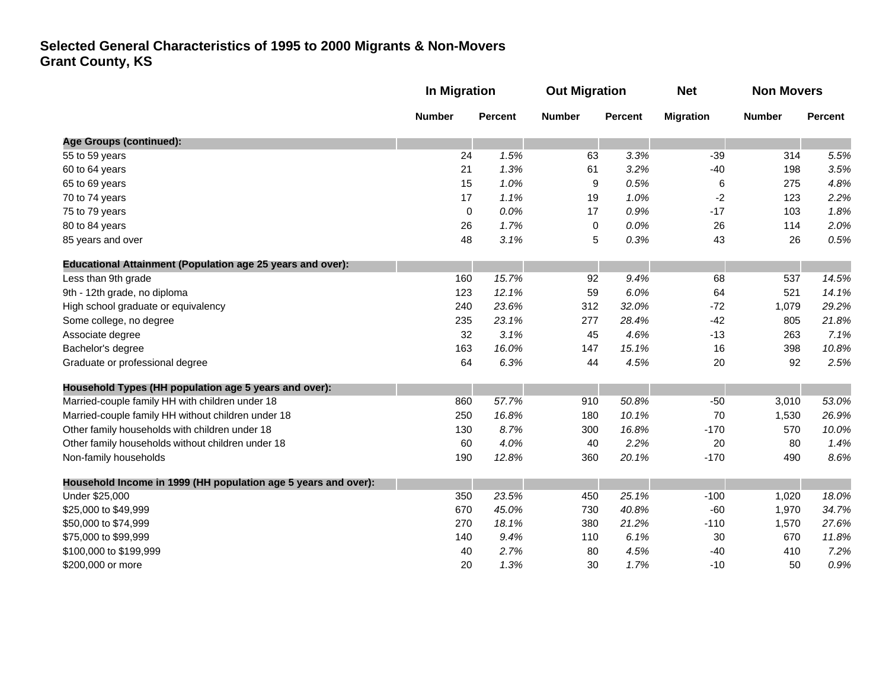**Selected General Characteristics of 1995 to 2000 Migrants & Non-Movers**
**Grant County, KS**

| | In Migration | | Out Migration | | Net | Non Movers | |
|---|---|---|---|---|---|---|---|
| | Number | Percent | Number | Percent | Migration | Number | Percent |
| **Age Groups (continued):** | | | | | | | |
| 55 to 59 years | 24 | *1.5%* | 63 | *3.3%* | -39 | 314 | *5.5%* |
| 60 to 64 years | 21 | *1.3%* | 61 | *3.2%* | -40 | 198 | *3.5%* |
| 65 to 69 years | 15 | *1.0%* | 9 | *0.5%* | 6 | 275 | *4.8%* |
| 70 to 74 years | 17 | *1.1%* | 19 | *1.0%* | -2 | 123 | *2.2%* |
| 75 to 79 years | 0 | *0.0%* | 17 | *0.9%* | -17 | 103 | *1.8%* |
| 80 to 84 years | 26 | *1.7%* | 0 | *0.0%* | 26 | 114 | *2.0%* |
| 85 years and over | 48 | *3.1%* | 5 | *0.3%* | 43 | 26 | *0.5%* |
| **Educational Attainment (Population age 25 years and over):** | | | | | | | |
| Less than 9th grade | 160 | *15.7%* | 92 | *9.4%* | 68 | 537 | *14.5%* |
| 9th - 12th grade, no diploma | 123 | *12.1%* | 59 | *6.0%* | 64 | 521 | *14.1%* |
| High school graduate or equivalency | 240 | *23.6%* | 312 | *32.0%* | -72 | 1,079 | *29.2%* |
| Some college, no degree | 235 | *23.1%* | 277 | *28.4%* | -42 | 805 | *21.8%* |
| Associate degree | 32 | *3.1%* | 45 | *4.6%* | -13 | 263 | *7.1%* |
| Bachelor's degree | 163 | *16.0%* | 147 | *15.1%* | 16 | 398 | *10.8%* |
| Graduate or professional degree | 64 | *6.3%* | 44 | *4.5%* | 20 | 92 | *2.5%* |
| **Household Types (HH population age 5 years and over):** | | | | | | | |
| Married-couple family HH with children under 18 | 860 | *57.7%* | 910 | *50.8%* | -50 | 3,010 | *53.0%* |
| Married-couple family HH without children under 18 | 250 | *16.8%* | 180 | *10.1%* | 70 | 1,530 | *26.9%* |
| Other family households with children under 18 | 130 | *8.7%* | 300 | *16.8%* | -170 | 570 | *10.0%* |
| Other family households without children under 18 | 60 | *4.0%* | 40 | *2.2%* | 20 | 80 | *1.4%* |
| Non-family households | 190 | *12.8%* | 360 | *20.1%* | -170 | 490 | *8.6%* |
| **Household Income in 1999 (HH population age 5 years and over):** | | | | | | | |
| Under $25,000 | 350 | *23.5%* | 450 | *25.1%* | -100 | 1,020 | *18.0%* |
| $25,000 to $49,999 | 670 | *45.0%* | 730 | *40.8%* | -60 | 1,970 | *34.7%* |
| $50,000 to $74,999 | 270 | *18.1%* | 380 | *21.2%* | -110 | 1,570 | *27.6%* |
| $75,000 to $99,999 | 140 | *9.4%* | 110 | *6.1%* | 30 | 670 | *11.8%* |
| $100,000 to $199,999 | 40 | *2.7%* | 80 | *4.5%* | -40 | 410 | *7.2%* |
| $200,000 or more | 20 | *1.3%* | 30 | *1.7%* | -10 | 50 | *0.9%* |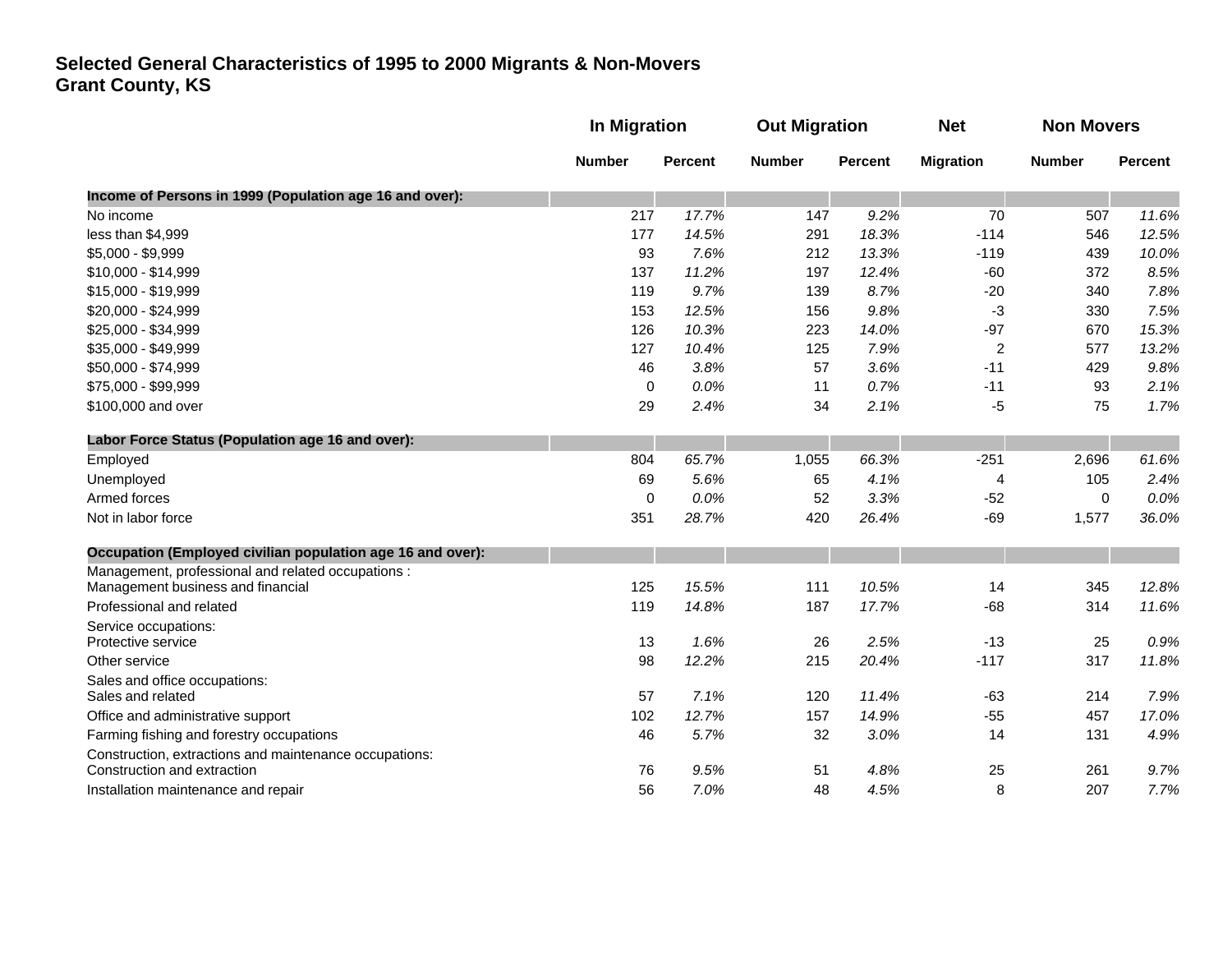**Selected General Characteristics of 1995 to 2000 Migrants & Non-Movers**
**Grant County, KS**

| | In Migration | | Out Migration | | Net | Non Movers | |
|---|---|---|---|---|---|---|---|
| | Number | Percent | Number | Percent | Migration | Number | Percent |
| **Income of Persons in 1999 (Population age 16 and over):** | | | | | | | |
| No income | 217 | *17.7%* | 147 | *9.2%* | 70 | 507 | *11.6%* |
| less than $4,999 | 177 | *14.5%* | 291 | *18.3%* | -114 | 546 | *12.5%* |
| $5,000 - $9,999 | 93 | *7.6%* | 212 | *13.3%* | -119 | 439 | *10.0%* |
| $10,000 - $14,999 | 137 | *11.2%* | 197 | *12.4%* | -60 | 372 | *8.5%* |
| $15,000 - $19,999 | 119 | *9.7%* | 139 | *8.7%* | -20 | 340 | *7.8%* |
| $20,000 - $24,999 | 153 | *12.5%* | 156 | *9.8%* | -3 | 330 | *7.5%* |
| $25,000 - $34,999 | 126 | *10.3%* | 223 | *14.0%* | -97 | 670 | *15.3%* |
| $35,000 - $49,999 | 127 | *10.4%* | 125 | *7.9%* | 2 | 577 | *13.2%* |
| $50,000 - $74,999 | 46 | *3.8%* | 57 | *3.6%* | -11 | 429 | *9.8%* |
| $75,000 - $99,999 | 0 | *0.0%* | 11 | *0.7%* | -11 | 93 | *2.1%* |
| $100,000 and over | 29 | *2.4%* | 34 | *2.1%* | -5 | 75 | *1.7%* |
| **Labor Force Status (Population age 16 and over):** | | | | | | | |
| Employed | 804 | *65.7%* | 1,055 | *66.3%* | -251 | 2,696 | *61.6%* |
| Unemployed | 69 | *5.6%* | 65 | *4.1%* | 4 | 105 | *2.4%* |
| Armed forces | 0 | *0.0%* | 52 | *3.3%* | -52 | 0 | *0.0%* |
| Not in labor force | 351 | *28.7%* | 420 | *26.4%* | -69 | 1,577 | *36.0%* |
| **Occupation (Employed civilian population age 16 and over):** | | | | | | | |
| Management, professional and related occupations : Management business and financial | 125 | *15.5%* | 111 | *10.5%* | 14 | 345 | *12.8%* |
| Professional and related | 119 | *14.8%* | 187 | *17.7%* | -68 | 314 | *11.6%* |
| Service occupations: Protective service | 13 | *1.6%* | 26 | *2.5%* | -13 | 25 | *0.9%* |
| Other service | 98 | *12.2%* | 215 | *20.4%* | -117 | 317 | *11.8%* |
| Sales and office occupations: Sales and related | 57 | *7.1%* | 120 | *11.4%* | -63 | 214 | *7.9%* |
| Office and administrative support | 102 | *12.7%* | 157 | *14.9%* | -55 | 457 | *17.0%* |
| Farming fishing and forestry occupations | 46 | *5.7%* | 32 | *3.0%* | 14 | 131 | *4.9%* |
| Construction, extractions and maintenance occupations: Construction and extraction | 76 | *9.5%* | 51 | *4.8%* | 25 | 261 | *9.7%* |
| Installation maintenance and repair | 56 | *7.0%* | 48 | *4.5%* | 8 | 207 | *7.7%* |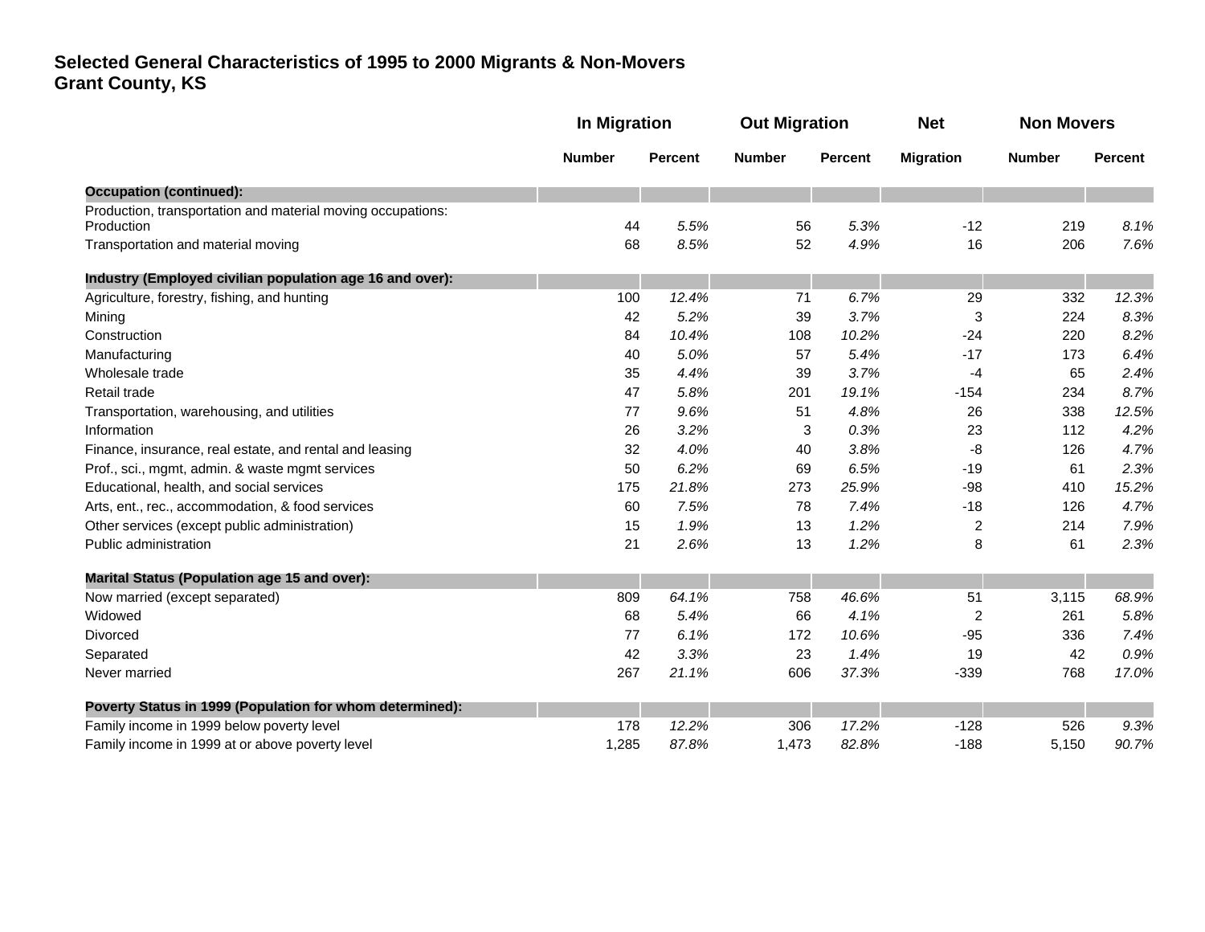**Selected General Characteristics of 1995 to 2000 Migrants & Non-Movers**
**Grant County, KS**

| | In Migration | | Out Migration | | Net | Non Movers | |
|---|---|---|---|---|---|---|---|
| | Number | Percent | Number | Percent | Migration | Number | Percent |
| **Occupation (continued):** | | | | | | | |
| Production, transportation and material moving occupations: | | | | | | | |
| Production | 44 | *5.5%* | 56 | *5.3%* | -12 | 219 | *8.1%* |
| Transportation and material moving | 68 | *8.5%* | 52 | *4.9%* | 16 | 206 | *7.6%* |
| **Industry (Employed civilian population age 16 and over):** | | | | | | | |
| Agriculture, forestry, fishing, and hunting | 100 | *12.4%* | 71 | *6.7%* | 29 | 332 | *12.3%* |
| Mining | 42 | *5.2%* | 39 | *3.7%* | 3 | 224 | *8.3%* |
| Construction | 84 | *10.4%* | 108 | *10.2%* | -24 | 220 | *8.2%* |
| Manufacturing | 40 | *5.0%* | 57 | *5.4%* | -17 | 173 | *6.4%* |
| Wholesale trade | 35 | *4.4%* | 39 | *3.7%* | -4 | 65 | *2.4%* |
| Retail trade | 47 | *5.8%* | 201 | *19.1%* | -154 | 234 | *8.7%* |
| Transportation, warehousing, and utilities | 77 | *9.6%* | 51 | *4.8%* | 26 | 338 | *12.5%* |
| Information | 26 | *3.2%* | 3 | *0.3%* | 23 | 112 | *4.2%* |
| Finance, insurance, real estate, and rental and leasing | 32 | *4.0%* | 40 | *3.8%* | -8 | 126 | *4.7%* |
| Prof., sci., mgmt, admin. & waste mgmt services | 50 | *6.2%* | 69 | *6.5%* | -19 | 61 | *2.3%* |
| Educational, health, and social services | 175 | *21.8%* | 273 | *25.9%* | -98 | 410 | *15.2%* |
| Arts, ent., rec., accommodation, & food services | 60 | *7.5%* | 78 | *7.4%* | -18 | 126 | *4.7%* |
| Other services (except public administration) | 15 | *1.9%* | 13 | *1.2%* | 2 | 214 | *7.9%* |
| Public administration | 21 | *2.6%* | 13 | *1.2%* | 8 | 61 | *2.3%* |
| **Marital Status (Population age 15 and over):** | | | | | | | |
| Now married (except separated) | 809 | *64.1%* | 758 | *46.6%* | 51 | 3,115 | *68.9%* |
| Widowed | 68 | *5.4%* | 66 | *4.1%* | 2 | 261 | *5.8%* |
| Divorced | 77 | *6.1%* | 172 | *10.6%* | -95 | 336 | *7.4%* |
| Separated | 42 | *3.3%* | 23 | *1.4%* | 19 | 42 | *0.9%* |
| Never married | 267 | *21.1%* | 606 | *37.3%* | -339 | 768 | *17.0%* |
| **Poverty Status in 1999 (Population for whom determined):** | | | | | | | |
| Family income in 1999 below poverty level | 178 | *12.2%* | 306 | *17.2%* | -128 | 526 | *9.3%* |
| Family income in 1999 at or above poverty level | 1,285 | *87.8%* | 1,473 | *82.8%* | -188 | 5,150 | *90.7%* |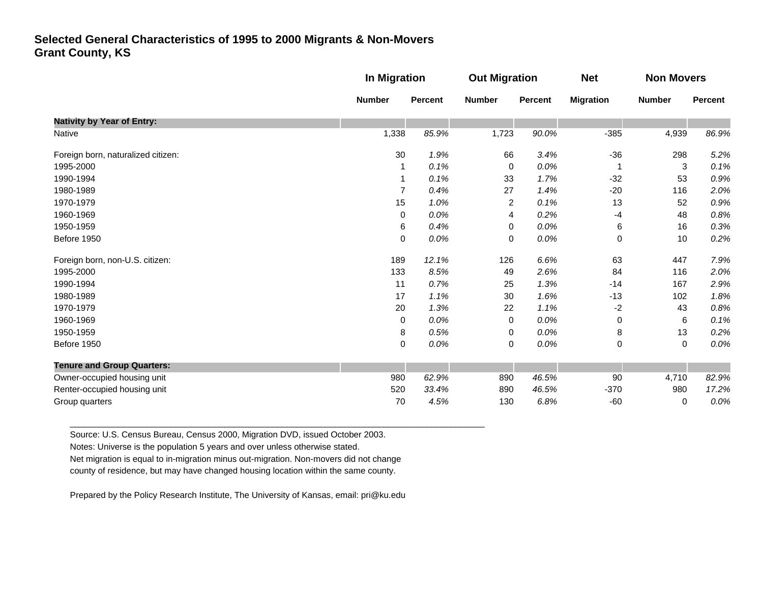# Selected General Characteristics of 1995 to 2000 Migrants & Non-Movers
## Grant County, KS

| | In Migration | | Out Migration | | Net | Non Movers | |
|---|---|---|---|---|---|---|---|
| | Number | Percent | Number | Percent | Migration | Number | Percent |
| **Nativity by Year of Entry:** | | | | | | | |
| Native | 1,338 | *85.9%* | 1,723 | *90.0%* | -385 | 4,939 | *86.9%* |
| Foreign born, naturalized citizen: | 30 | *1.9%* | 66 | *3.4%* | -36 | 298 | *5.2%* |
| 1995-2000 | 1 | *0.1%* | 0 | *0.0%* | 1 | 3 | *0.1%* |
| 1990-1994 | 1 | *0.1%* | 33 | *1.7%* | -32 | 53 | *0.9%* |
| 1980-1989 | 7 | *0.4%* | 27 | *1.4%* | -20 | 116 | *2.0%* |
| 1970-1979 | 15 | *1.0%* | 2 | *0.1%* | 13 | 52 | *0.9%* |
| 1960-1969 | 0 | *0.0%* | 4 | *0.2%* | -4 | 48 | *0.8%* |
| 1950-1959 | 6 | *0.4%* | 0 | *0.0%* | 6 | 16 | *0.3%* |
| Before 1950 | 0 | *0.0%* | 0 | *0.0%* | 0 | 10 | *0.2%* |
| Foreign born, non-U.S. citizen: | 189 | *12.1%* | 126 | *6.6%* | 63 | 447 | *7.9%* |
| 1995-2000 | 133 | *8.5%* | 49 | *2.6%* | 84 | 116 | *2.0%* |
| 1990-1994 | 11 | *0.7%* | 25 | *1.3%* | -14 | 167 | *2.9%* |
| 1980-1989 | 17 | *1.1%* | 30 | *1.6%* | -13 | 102 | *1.8%* |
| 1970-1979 | 20 | *1.3%* | 22 | *1.1%* | -2 | 43 | *0.8%* |
| 1960-1969 | 0 | *0.0%* | 0 | *0.0%* | 0 | 6 | *0.1%* |
| 1950-1959 | 8 | *0.5%* | 0 | *0.0%* | 8 | 13 | *0.2%* |
| Before 1950 | 0 | *0.0%* | 0 | *0.0%* | 0 | 0 | *0.0%* |
| **Tenure and Group Quarters:** | | | | | | | |
| Owner-occupied housing unit | 980 | *62.9%* | 890 | *46.5%* | 90 | 4,710 | *82.9%* |
| Renter-occupied housing unit | 520 | *33.4%* | 890 | *46.5%* | -370 | 980 | *17.2%* |
| Group quarters | 70 | *4.5%* | 130 | *6.8%* | -60 | 0 | *0.0%* |

Source: U.S. Census Bureau, Census 2000, Migration DVD, issued October 2003.
Notes: Universe is the population 5 years and over unless otherwise stated.
Net migration is equal to in-migration minus out-migration. Non-movers did not change county of residence, but may have changed housing location within the same county.

Prepared by the Policy Research Institute, The University of Kansas, email: pri@ku.edu